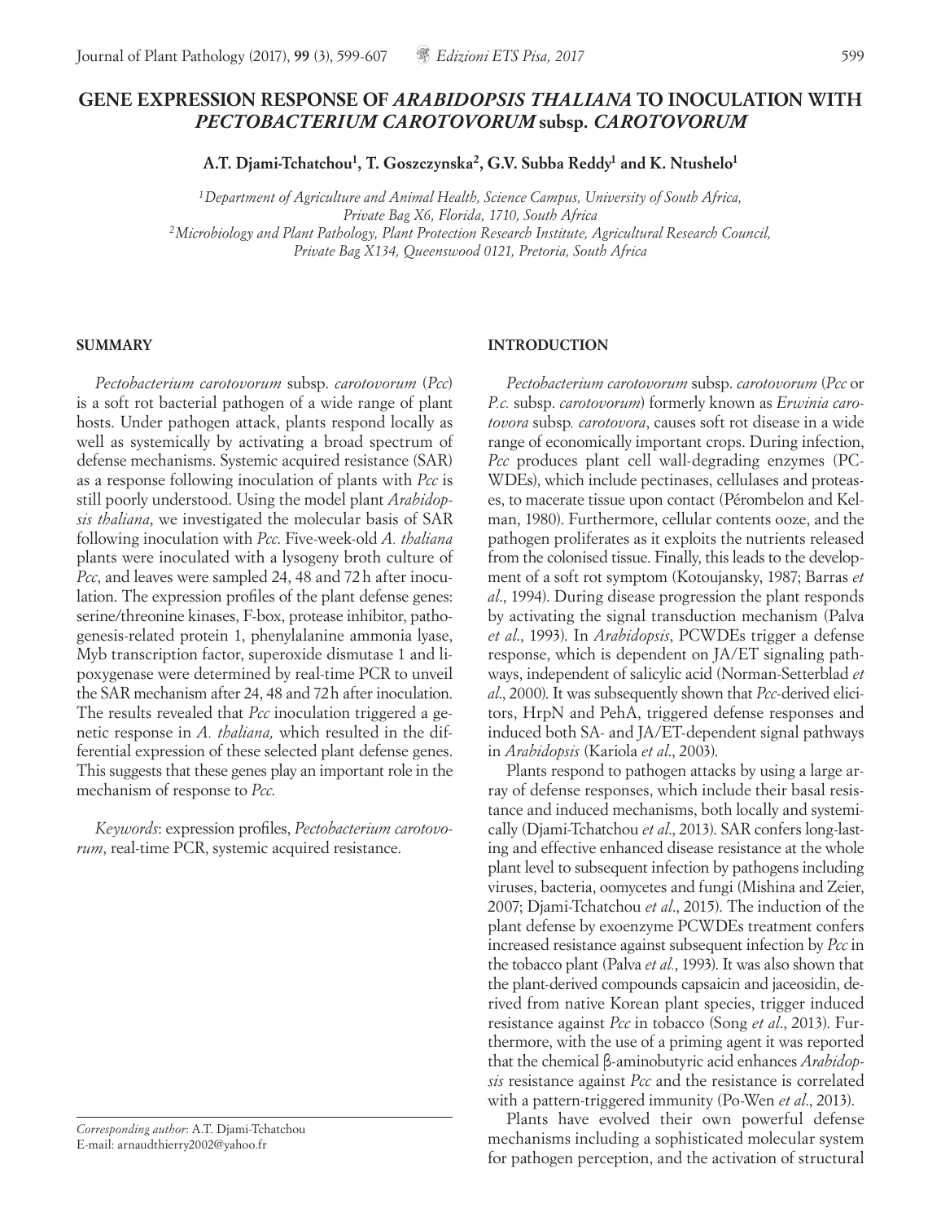# GENE EXPRESSION RESPONSE OF *ARABIDOPSIS THALIANA* TO INOCULATION WITH *PECTOBACTERIUM CAROTOVORUM* subsp. *CAROTOVORUM*

**A.T. Djami-Tchatchou[1], T. Goszczynska[2], G.V. Subba Reddy[1] and K. Ntushelo[1]**

[1] *Department of Agriculture and Animal Health, Science Campus, University of South Africa, Private Bag X6, Florida, 1710, South Africa*
[2] *Microbiology and Plant Pathology, Plant Protection Research Institute, Agricultural Research Council, Private Bag X134, Queenswood 0121, Pretoria, South Africa*

## SUMMARY

*Pectobacterium carotovorum* subsp. *carotovorum* (*Pcc*) is a soft rot bacterial pathogen of a wide range of plant hosts. Under pathogen attack, plants respond locally as well as systemically by activating a broad spectrum of defense mechanisms. Systemic acquired resistance (SAR) as a response following inoculation of plants with *Pcc* is still poorly understood. Using the model plant *Arabidopsis thaliana*, we investigated the molecular basis of SAR following inoculation with *Pcc*. Five-week-old *A. thaliana* plants were inoculated with a lysogeny broth culture of *Pcc*, and leaves were sampled 24, 48 and 72 h after inoculation. The expression profiles of the plant defense genes: serine/threonine kinases, F-box, protease inhibitor, pathogenesis-related protein 1, phenylalanine ammonia lyase, Myb transcription factor, superoxide dismutase 1 and lipoxygenase were determined by real-time PCR to unveil the SAR mechanism after 24, 48 and 72 h after inoculation. The results revealed that *Pcc* inoculation triggered a genetic response in *A. thaliana,* which resulted in the differential expression of these selected plant defense genes. This suggests that these genes play an important role in the mechanism of response to *Pcc.*

*Keywords*: expression profiles, *Pectobacterium carotovorum*, real-time PCR, systemic acquired resistance.

## INTRODUCTION

*Pectobacterium carotovorum* subsp. *carotovorum* (*Pcc* or *P.c.* subsp. *carotovorum*) formerly known as *Erwinia carotovora* subsp*. carotovora*, causes soft rot disease in a wide range of economically important crops. During infection, *Pcc* produces plant cell wall-degrading enzymes (PCWDEs), which include pectinases, cellulases and proteases, to macerate tissue upon contact (Pérombelon and Kelman, 1980). Furthermore, cellular contents ooze, and the pathogen proliferates as it exploits the nutrients released from the colonised tissue. Finally, this leads to the development of a soft rot symptom (Kotoujansky, 1987; Barras *et al*., 1994). During disease progression the plant responds by activating the signal transduction mechanism (Palva *et al*., 1993). In *Arabidopsis*, PCWDEs trigger a defense response, which is dependent on JA/ET signaling pathways, independent of salicylic acid (Norman-Setterblad *et al*., 2000). It was subsequently shown that *Pcc*-derived elicitors, HrpN and PehA, triggered defense responses and induced both SA- and JA/ET-dependent signal pathways in *Arabidopsis* (Kariola *et al*., 2003).

Plants respond to pathogen attacks by using a large array of defense responses, which include their basal resistance and induced mechanisms, both locally and systemically (Djami-Tchatchou *et al*., 2013). SAR confers long-lasting and effective enhanced disease resistance at the whole plant level to subsequent infection by pathogens including viruses, bacteria, oomycetes and fungi (Mishina and Zeier, 2007; Djami-Tchatchou *et al*., 2015). The induction of the plant defense by exoenzyme PCWDEs treatment confers increased resistance against subsequent infection by *Pcc* in the tobacco plant (Palva *et al*., 1993). It was also shown that the plant-derived compounds capsaicin and jaceosidin, derived from native Korean plant species, trigger induced resistance against *Pcc* in tobacco (Song *et al*., 2013). Furthermore, with the use of a priming agent it was reported that the chemical β-aminobutyric acid enhances *Arabidopsis* resistance against *Pcc* and the resistance is correlated with a pattern-triggered immunity (Po-Wen *et al*., 2013).

Plants have evolved their own powerful defense mechanisms including a sophisticated molecular system for pathogen perception, and the activation of structural

*Corresponding author*: A.T. Djami-Tchatchou
E-mail: arnaudthierry2002@yahoo.fr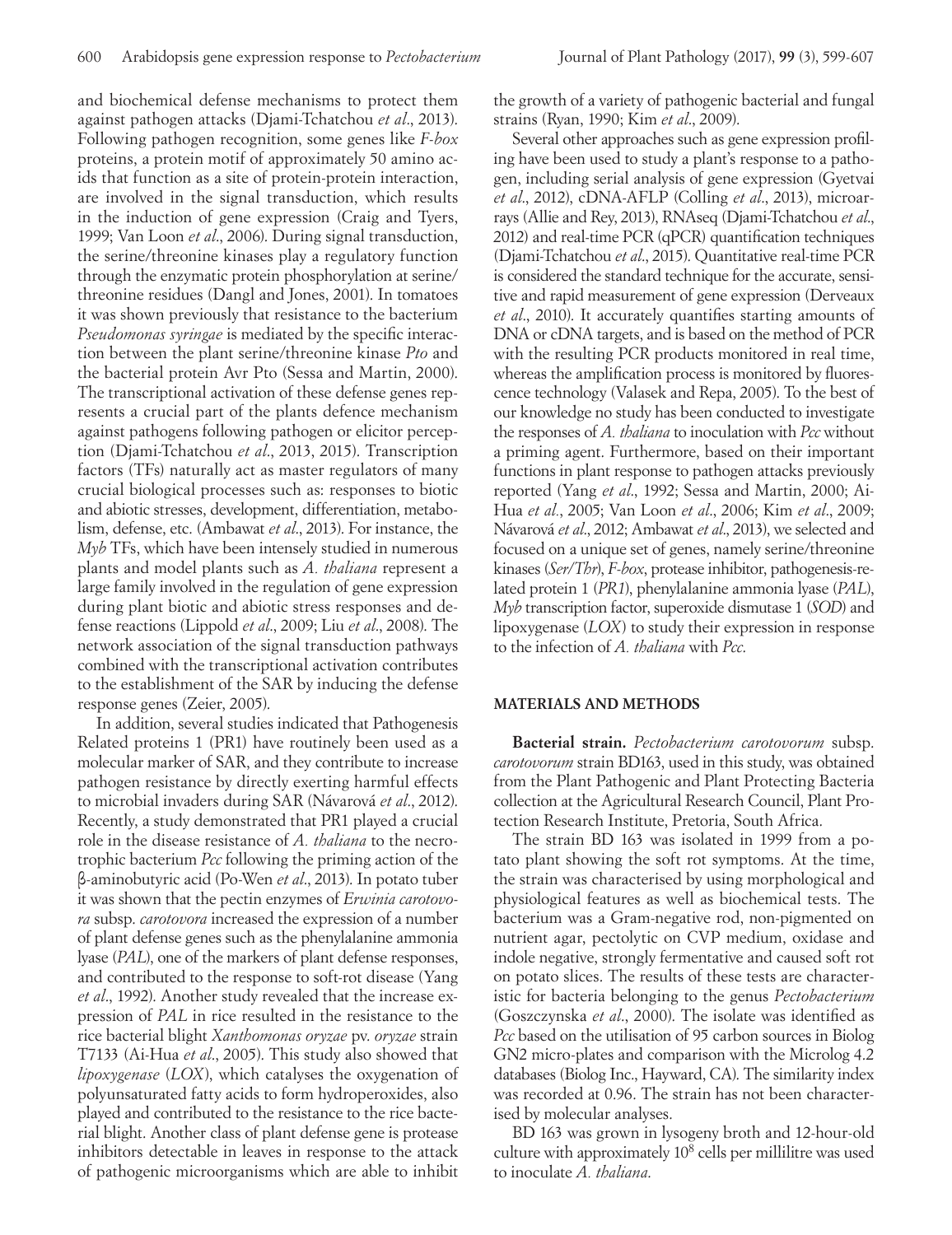and biochemical defense mechanisms to protect them against pathogen attacks (Djami-Tchatchou *et al*., 2013). Following pathogen recognition, some genes like *F-box* proteins, a protein motif of approximately 50 amino acids that function as a site of protein-protein interaction, are involved in the signal transduction, which results in the induction of gene expression (Craig and Tyers, 1999; Van Loon *et al*., 2006). During signal transduction, the serine/threonine kinases play a regulatory function through the enzymatic protein phosphorylation at serine/threonine residues (Dangl and Jones, 2001). In tomatoes it was shown previously that resistance to the bacterium *Pseudomonas syringae* is mediated by the specific interaction between the plant serine/threonine kinase *Pto* and the bacterial protein Avr Pto (Sessa and Martin, 2000). The transcriptional activation of these defense genes represents a crucial part of the plants defence mechanism against pathogens following pathogen or elicitor perception (Djami-Tchatchou *et al*., 2013, 2015). Transcription factors (TFs) naturally act as master regulators of many crucial biological processes such as: responses to biotic and abiotic stresses, development, differentiation, metabolism, defense, etc. (Ambawat *et al*., 2013). For instance, the *Myb* TFs, which have been intensely studied in numerous plants and model plants such as *A. thaliana* represent a large family involved in the regulation of gene expression during plant biotic and abiotic stress responses and defense reactions (Lippold *et al*., 2009; Liu *et al*., 2008). The network association of the signal transduction pathways combined with the transcriptional activation contributes to the establishment of the SAR by inducing the defense response genes (Zeier, 2005).

In addition, several studies indicated that Pathogenesis Related proteins 1 (PR1) have routinely been used as a molecular marker of SAR, and they contribute to increase pathogen resistance by directly exerting harmful effects to microbial invaders during SAR (Návarová *et al*., 2012). Recently, a study demonstrated that PR1 played a crucial role in the disease resistance of *A. thaliana* to the necrotrophic bacterium *Pcc* following the priming action of the β-aminobutyric acid (Po-Wen *et al*., 2013). In potato tuber it was shown that the pectin enzymes of *Erwinia carotovora* subsp. *carotovora* increased the expression of a number of plant defense genes such as the phenylalanine ammonia lyase (*PAL*), one of the markers of plant defense responses, and contributed to the response to soft-rot disease (Yang *et al*., 1992). Another study revealed that the increase expression of *PAL* in rice resulted in the resistance to the rice bacterial blight *Xanthomonas oryzae* pv. *oryzae* strain T7133 (Ai-Hua *et al*., 2005). This study also showed that *lipoxygenase* (*LOX*), which catalyses the oxygenation of polyunsaturated fatty acids to form hydroperoxides, also played and contributed to the resistance to the rice bacterial blight. Another class of plant defense gene is protease inhibitors detectable in leaves in response to the attack of pathogenic microorganisms which are able to inhibit the growth of a variety of pathogenic bacterial and fungal strains (Ryan, 1990; Kim *et al*., 2009).

Several other approaches such as gene expression profiling have been used to study a plant's response to a pathogen, including serial analysis of gene expression (Gyetvai *et al*., 2012), cDNA-AFLP (Colling *et al*., 2013), microarrays (Allie and Rey, 2013), RNAseq (Djami-Tchatchou *et al*., 2012) and real-time PCR (qPCR) quantification techniques (Djami-Tchatchou *et al*., 2015). Quantitative real-time PCR is considered the standard technique for the accurate, sensitive and rapid measurement of gene expression (Derveaux *et al*., 2010). It accurately quantifies starting amounts of DNA or cDNA targets, and is based on the method of PCR with the resulting PCR products monitored in real time, whereas the amplification process is monitored by fluorescence technology (Valasek and Repa, 2005). To the best of our knowledge no study has been conducted to investigate the responses of *A. thaliana* to inoculation with *Pcc* without a priming agent. Furthermore, based on their important functions in plant response to pathogen attacks previously reported (Yang *et al*., 1992; Sessa and Martin, 2000; Ai-Hua *et al*., 2005; Van Loon *et al*., 2006; Kim *et al*., 2009; Návarová *et al*., 2012; Ambawat *et al*., 2013), we selected and focused on a unique set of genes, namely serine/threonine kinases (*Ser/Thr*), *F-box*, protease inhibitor, pathogenesis-related protein 1 (*PR1*), phenylalanine ammonia lyase (*PAL*), *Myb* transcription factor, superoxide dismutase 1 (*SOD*) and lipoxygenase (*LOX*) to study their expression in response to the infection of *A. thaliana* with *Pcc*.

## MATERIALS AND METHODS

**Bacterial strain.** *Pectobacterium carotovorum* subsp. *carotovorum* strain BD163, used in this study, was obtained from the Plant Pathogenic and Plant Protecting Bacteria collection at the Agricultural Research Council, Plant Protection Research Institute, Pretoria, South Africa.

The strain BD 163 was isolated in 1999 from a potato plant showing the soft rot symptoms. At the time, the strain was characterised by using morphological and physiological features as well as biochemical tests. The bacterium was a Gram-negative rod, non-pigmented on nutrient agar, pectolytic on CVP medium, oxidase and indole negative, strongly fermentative and caused soft rot on potato slices. The results of these tests are characteristic for bacteria belonging to the genus *Pectobacterium* (Goszczynska *et al*., 2000). The isolate was identified as *Pcc* based on the utilisation of 95 carbon sources in Biolog GN2 micro-plates and comparison with the Microlog 4.2 databases (Biolog Inc., Hayward, CA). The similarity index was recorded at 0.96. The strain has not been characterised by molecular analyses.

BD 163 was grown in lysogeny broth and 12-hour-old culture with approximately $10^8$ cells per millilitre was used to inoculate *A. thaliana*.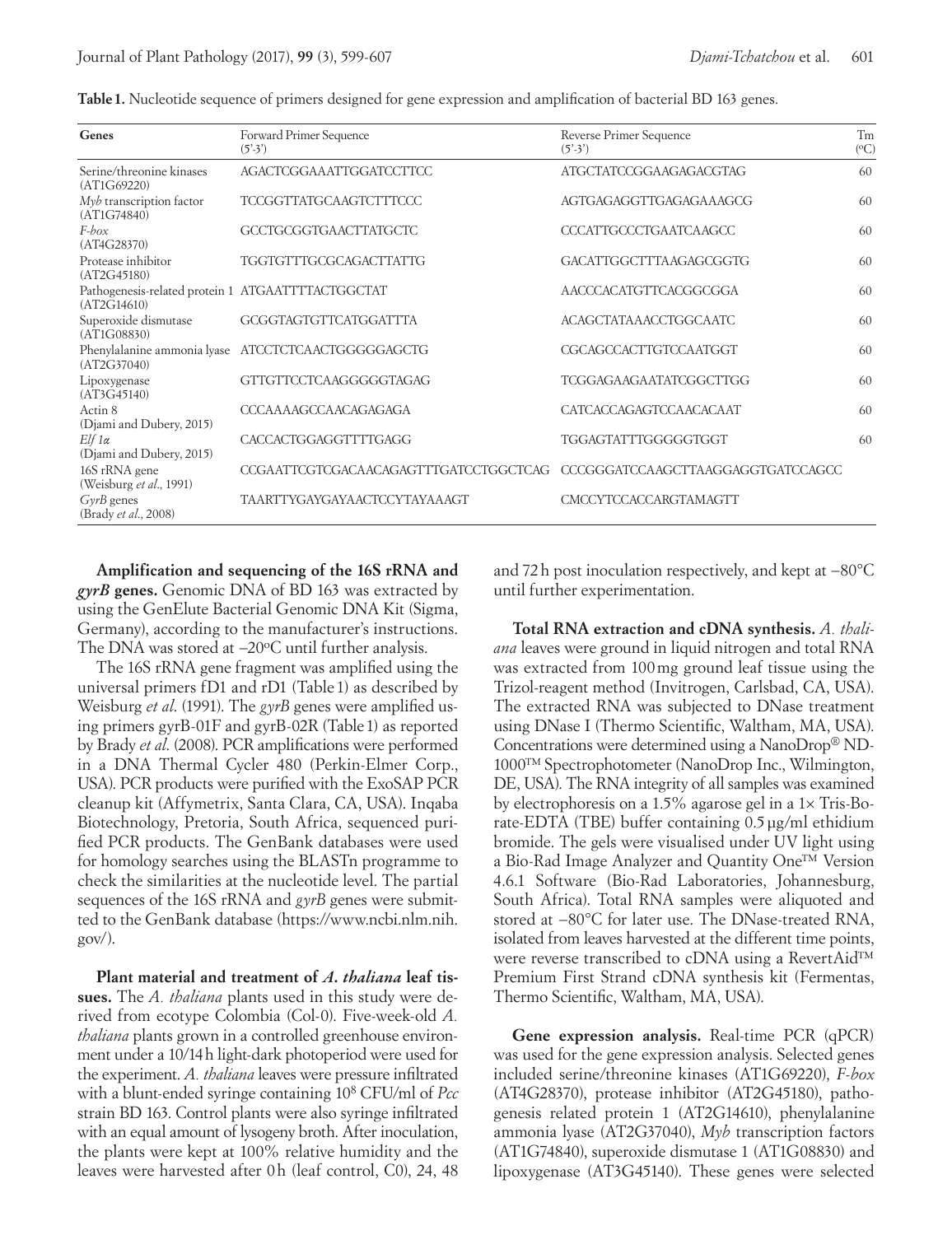**Table 1.** Nucleotide sequence of primers designed for gene expression and amplification of bacterial BD 163 genes.

| Genes | Forward Primer Sequence (5'-3') | Reverse Primer Sequence (5'-3') | Tm (ºC) |
|---|---|---|---|
| Serine/threonine kinases (AT1G69220) | AGACTCGGAAATTGGATCCTTCC | ATGCTATCCGGAAGAGACGTAG | 60 |
| *Myb* transcription factor (AT1G74840) | TCCGGTTATGCAAGTCTTTCCC | AGTGAGAGGTTGAGAGAAAGCG | 60 |
| *F-box* (AT4G28370) | GCCTGCGGTGAACTTATGCTC | CCCATTGCCCTGAATCAAGCC | 60 |
| Protease inhibitor (AT2G45180) | TGGTGTTTGCGCAGACTTATTG | GACATTGGCTTTAAGAGCGGTG | 60 |
| Pathogenesis-related protein 1 (AT2G14610) | ATGAATTTTACTGGCTAT | AACCCACATGTTCACGGCGGA | 60 |
| Superoxide dismutase (AT1G08830) | GCGGTAGTGTTCATGGATTTA | ACAGCTATAAACCTGGCAATC | 60 |
| Phenylalanine ammonia lyase (AT2G37040) | ATCCTCTCAACTGGGGGAGCTG | CGCAGCCACTTGTCCAATGGT | 60 |
| Lipoxygenase (AT3G45140) | GTTGTTCCTCAAGGGGGTAGAG | TCGGAGAAGAATATCGGCTTGG | 60 |
| Actin 8 (Djami and Dubery, 2015) | CCCAAAAGCCAACAGAGAGA | CATCACCAGAGTCCAACACAAT | 60 |
| *Elf 1α* (Djami and Dubery, 2015) | CACCACTGGAGGTTTTGAGG | TGGAGTATTTGGGGGTGGT | 60 |
| 16S rRNA gene (Weisburg *et al*., 1991) | CCGAATTCGTCGACAACAGAGTTTGATCCTGGCTCAG | CCCGGGATCCAAGCTTAAGGAGGTGATCCAGCC | |
| *GyrB* genes (Brady *et al*., 2008) | TAARTTYGAYGAYAACTCCYTAYAAAGT | CMCCYTCCACCARGTAMAGTT | |

**Amplification and sequencing of the 16S rRNA and *gyrB* genes.** Genomic DNA of BD 163 was extracted by using the GenElute Bacterial Genomic DNA Kit (Sigma, Germany), according to the manufacturer's instructions. The DNA was stored at –20ºC until further analysis.

The 16S rRNA gene fragment was amplified using the universal primers fD1 and rD1 (Table 1) as described by Weisburg *et al*. (1991). The *gyrB* genes were amplified using primers gyrB-01F and gyrB-02R (Table 1) as reported by Brady *et al*. (2008). PCR amplifications were performed in a DNA Thermal Cycler 480 (Perkin-Elmer Corp., USA). PCR products were purified with the ExoSAP PCR cleanup kit (Affymetrix, Santa Clara, CA, USA). Inqaba Biotechnology, Pretoria, South Africa, sequenced purified PCR products. The GenBank databases were used for homology searches using the BLASTn programme to check the similarities at the nucleotide level. The partial sequences of the 16S rRNA and *gyrB* genes were submitted to the GenBank database (https://www.ncbi.nlm.nih.gov/).

**Plant material and treatment of *A. thaliana* leaf tissues.** The *A. thaliana* plants used in this study were derived from ecotype Colombia (Col-0). Five-week-old *A. thaliana* plants grown in a controlled greenhouse environment under a 10/14 h light-dark photoperiod were used for the experiment. *A. thaliana* leaves were pressure infiltrated with a blunt-ended syringe containing $10^8$ CFU/ml of *Pcc* strain BD 163. Control plants were also syringe infiltrated with an equal amount of lysogeny broth. After inoculation, the plants were kept at 100% relative humidity and the leaves were harvested after 0 h (leaf control, C0), 24, 48 and 72 h post inoculation respectively, and kept at −80°C until further experimentation.

**Total RNA extraction and cDNA synthesis.** *A. thaliana* leaves were ground in liquid nitrogen and total RNA was extracted from 100 mg ground leaf tissue using the Trizol-reagent method (Invitrogen, Carlsbad, CA, USA). The extracted RNA was subjected to DNase treatment using DNase I (Thermo Scientific, Waltham, MA, USA). Concentrations were determined using a NanoDrop® ND-1000™ Spectrophotometer (NanoDrop Inc., Wilmington, DE, USA). The RNA integrity of all samples was examined by electrophoresis on a 1.5% agarose gel in a 1× Tris-Borate-EDTA (TBE) buffer containing 0.5 µg/ml ethidium bromide. The gels were visualised under UV light using a Bio-Rad Image Analyzer and Quantity One™ Version 4.6.1 Software (Bio-Rad Laboratories, Johannesburg, South Africa). Total RNA samples were aliquoted and stored at –80°C for later use. The DNase-treated RNA, isolated from leaves harvested at the different time points, were reverse transcribed to cDNA using a RevertAid™ Premium First Strand cDNA synthesis kit (Fermentas, Thermo Scientific, Waltham, MA, USA).

**Gene expression analysis.** Real-time PCR (qPCR) was used for the gene expression analysis. Selected genes included serine/threonine kinases (AT1G69220), *F-box* (AT4G28370), protease inhibitor (AT2G45180), pathogenesis related protein 1 (AT2G14610), phenylalanine ammonia lyase (AT2G37040), *Myb* transcription factors (AT1G74840), superoxide dismutase 1 (AT1G08830) and lipoxygenase (AT3G45140). These genes were selected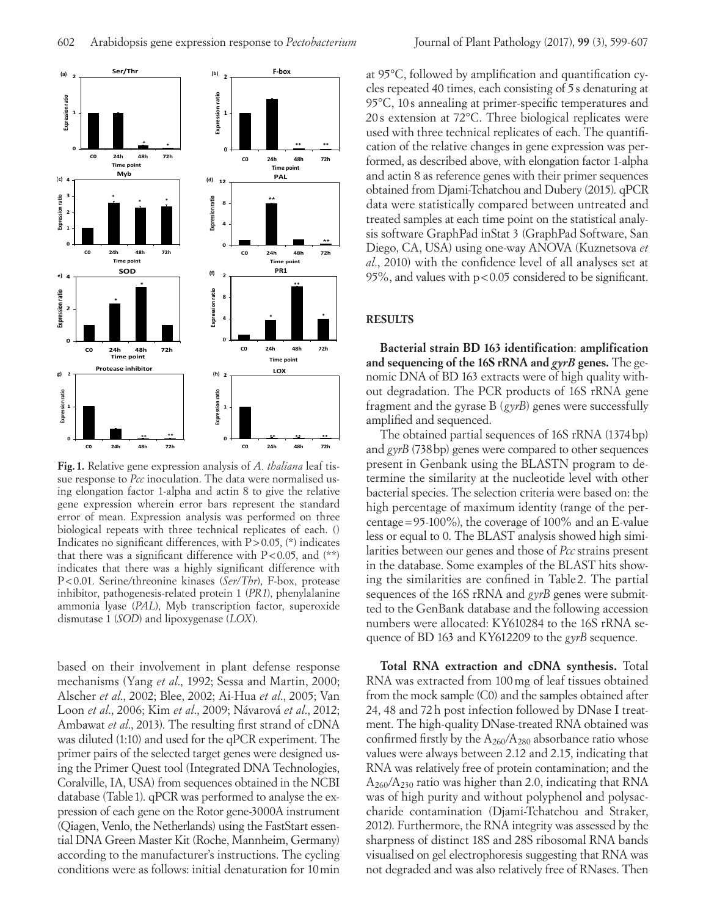**Fig. 1.** Relative gene expression analysis of *A. thaliana* leaf tissue response to *Pcc* inoculation. The data were normalised using elongation factor 1-alpha and actin 8 to give the relative gene expression wherein error bars represent the standard error of mean. Expression analysis was performed on three biological repeats with three technical replicates of each. () Indicates no significant differences, with $P > 0.05$, (*) indicates that there was a significant difference with $P < 0.05$, and (**) indicates that there was a highly significant difference with $P < 0.01$. Serine/threonine kinases (*Ser/Thr*), F-box, protease inhibitor, pathogenesis-related protein 1 (*PR1*), phenylalanine ammonia lyase (*PAL*), Myb transcription factor, superoxide dismutase 1 (*SOD*) and lipoxygenase (*LOX*).

based on their involvement in plant defense response mechanisms (Yang *et al*., 1992; Sessa and Martin, 2000; Alscher *et al*., 2002; Blee, 2002; Ai-Hua *et al*., 2005; Van Loon *et al*., 2006; Kim *et al*., 2009; Návarová *et al*., 2012; Ambawat *et al*., 2013). The resulting first strand of cDNA was diluted (1:10) and used for the qPCR experiment. The primer pairs of the selected target genes were designed using the Primer Quest tool (Integrated DNA Technologies, Coralville, IA, USA) from sequences obtained in the NCBI database (Table 1). qPCR was performed to analyse the expression of each gene on the Rotor gene-3000A instrument (Qiagen, Venlo, the Netherlands) using the FastStart essential DNA Green Master Kit (Roche, Mannheim, Germany) according to the manufacturer's instructions. The cycling conditions were as follows: initial denaturation for 10 min at 95°C, followed by amplification and quantification cycles repeated 40 times, each consisting of 5 s denaturing at 95°C, 10 s annealing at primer-specific temperatures and 20 s extension at 72°C. Three biological replicates were used with three technical replicates of each. The quantification of the relative changes in gene expression was performed, as described above, with elongation factor 1-alpha and actin 8 as reference genes with their primer sequences obtained from Djami-Tchatchou and Dubery (2015). qPCR data were statistically compared between untreated and treated samples at each time point on the statistical analysis software GraphPad inStat 3 (GraphPad Software, San Diego, CA, USA) using one-way ANOVA (Kuznetsova *et al*., 2010) with the confidence level of all analyses set at 95%, and values with $p < 0.05$ considered to be significant.

## RESULTS

**Bacterial strain BD 163 identification**: **amplification and sequencing of the 16S rRNA and *gyrB* genes.** The genomic DNA of BD 163 extracts were of high quality without degradation. The PCR products of 16S rRNA gene fragment and the gyrase B (*gyrB*) genes were successfully amplified and sequenced.

The obtained partial sequences of 16S rRNA (1374 bp) and *gyrB* (738 bp) genes were compared to other sequences present in Genbank using the BLASTN program to determine the similarity at the nucleotide level with other bacterial species. The selection criteria were based on: the high percentage of maximum identity (range of the percentage = 95-100%), the coverage of 100% and an E-value less or equal to 0. The BLAST analysis showed high similarities between our genes and those of *Pcc* strains present in the database. Some examples of the BLAST hits showing the similarities are confined in Table 2. The partial sequences of the 16S rRNA and *gyrB* genes were submitted to the GenBank database and the following accession numbers were allocated: KY610284 to the 16S rRNA sequence of BD 163 and KY612209 to the *gyrB* sequence.

**Total RNA extraction and cDNA synthesis.** Total RNA was extracted from 100 mg of leaf tissues obtained from the mock sample (C0) and the samples obtained after 24, 48 and 72 h post infection followed by DNase I treatment. The high-quality DNase-treated RNA obtained was confirmed firstly by the $A_{260}/A_{280}$ absorbance ratio whose values were always between 2.12 and 2.15, indicating that RNA was relatively free of protein contamination; and the $A_{260}/A_{230}$ ratio was higher than 2.0, indicating that RNA was of high purity and without polyphenol and polysaccharide contamination (Djami-Tchatchou and Straker, 2012). Furthermore, the RNA integrity was assessed by the sharpness of distinct 18S and 28S ribosomal RNA bands visualised on gel electrophoresis suggesting that RNA was not degraded and was also relatively free of RNases. Then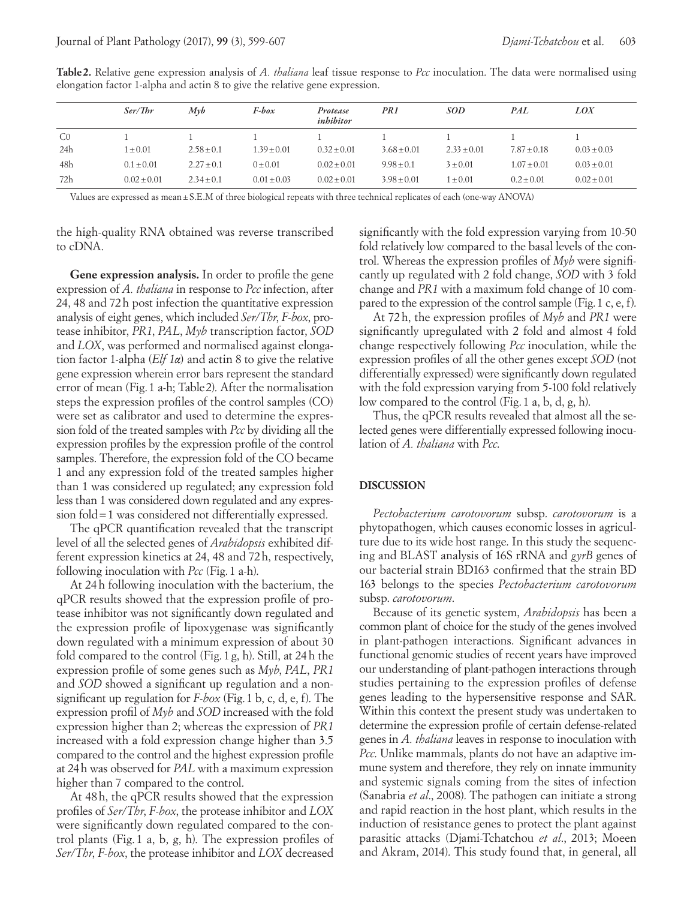**Table 2.** Relative gene expression analysis of *A. thaliana* leaf tissue response to *Pcc* inoculation. The data were normalised using elongation factor 1-alpha and actin 8 to give the relative gene expression.

| | *Ser/Thr* | *Myb* | *F-box* | *Protease inhibitor* | *PR1* | *SOD* | *PAL* | *LOX* |
|---|---|---|---|---|---|---|---|---|
| C0 | 1 | 1 | 1 | 1 | 1 | 1 | 1 | 1 |
| 24h | 1 ± 0.01 | 2.58 ± 0.1 | 1.39 ± 0.01 | 0.32 ± 0.01 | 3.68 ± 0.01 | 2.33 ± 0.01 | 7.87 ± 0.18 | 0.03 ± 0.03 |
| 48h | 0.1 ± 0.01 | 2.27 ± 0.1 | 0 ± 0.01 | 0.02 ± 0.01 | 9.98 ± 0.1 | 3 ± 0.01 | 1.07 ± 0.01 | 0.03 ± 0.01 |
| 72h | 0.02 ± 0.01 | 2.34 ± 0.1 | 0.01 ± 0.03 | 0.02 ± 0.01 | 3.98 ± 0.01 | 1 ± 0.01 | 0.2 ± 0.01 | 0.02 ± 0.01 |

Values are expressed as mean ± S.E.M of three biological repeats with three technical replicates of each (one-way ANOVA)

the high-quality RNA obtained was reverse transcribed to cDNA.

**Gene expression analysis.** In order to profile the gene expression of *A. thaliana* in response to *Pcc* infection, after 24, 48 and 72 h post infection the quantitative expression analysis of eight genes, which included *Ser/Thr*, *F-box*, protease inhibitor, *PR1*, *PAL*, *Myb* transcription factor, *SOD* and *LOX*, was performed and normalised against elongation factor 1-alpha (*Elf 1α*) and actin 8 to give the relative gene expression wherein error bars represent the standard error of mean (Fig. 1 a-h; Table 2). After the normalisation steps the expression profiles of the control samples (CO) were set as calibrator and used to determine the expression fold of the treated samples with *Pcc* by dividing all the expression profiles by the expression profile of the control samples. Therefore, the expression fold of the CO became 1 and any expression fold of the treated samples higher than 1 was considered up regulated; any expression fold less than 1 was considered down regulated and any expression fold = 1 was considered not differentially expressed.

The qPCR quantification revealed that the transcript level of all the selected genes of *Arabidopsis* exhibited different expression kinetics at 24, 48 and 72 h, respectively, following inoculation with *Pcc* (Fig. 1 a-h).

At 24 h following inoculation with the bacterium, the qPCR results showed that the expression profile of protease inhibitor was not significantly down regulated and the expression profile of lipoxygenase was significantly down regulated with a minimum expression of about 30 fold compared to the control (Fig. 1 g, h). Still, at 24 h the expression profile of some genes such as *Myb*, *PAL*, *PR1* and *SOD* showed a significant up regulation and a non-significant up regulation for *F-box* (Fig. 1 b, c, d, e, f). The expression profil of *Myb* and *SOD* increased with the fold expression higher than 2; whereas the expression of *PR1* increased with a fold expression change higher than 3.5 compared to the control and the highest expression profile at 24 h was observed for *PAL* with a maximum expression higher than 7 compared to the control.

At 48 h, the qPCR results showed that the expression profiles of *Ser/Thr*, *F-box*, the protease inhibitor and *LOX* were significantly down regulated compared to the control plants (Fig. 1 a, b, g, h). The expression profiles of *Ser/Thr*, *F-box*, the protease inhibitor and *LOX* decreased significantly with the fold expression varying from 10-50 fold relatively low compared to the basal levels of the control. Whereas the expression profiles of *Myb* were significantly up regulated with 2 fold change, *SOD* with 3 fold change and *PR1* with a maximum fold change of 10 compared to the expression of the control sample (Fig. 1 c, e, f).

At 72 h, the expression profiles of *Myb* and *PR1* were significantly upregulated with 2 fold and almost 4 fold change respectively following *Pcc* inoculation, while the expression profiles of all the other genes except *SOD* (not differentially expressed) were significantly down regulated with the fold expression varying from 5-100 fold relatively low compared to the control (Fig. 1 a, b, d, g, h).

Thus, the qPCR results revealed that almost all the selected genes were differentially expressed following inoculation of *A. thaliana* with *Pcc*.

## DISCUSSION

*Pectobacterium carotovorum* subsp. *carotovorum* is a phytopathogen, which causes economic losses in agriculture due to its wide host range. In this study the sequencing and BLAST analysis of 16S rRNA and *gyrB* genes of our bacterial strain BD163 confirmed that the strain BD 163 belongs to the species *Pectobacterium carotovorum* subsp. *carotovorum*.

Because of its genetic system, *Arabidopsis* has been a common plant of choice for the study of the genes involved in plant-pathogen interactions. Significant advances in functional genomic studies of recent years have improved our understanding of plant-pathogen interactions through studies pertaining to the expression profiles of defense genes leading to the hypersensitive response and SAR. Within this context the present study was undertaken to determine the expression profile of certain defense-related genes in *A. thaliana* leaves in response to inoculation with *Pcc*. Unlike mammals, plants do not have an adaptive immune system and therefore, they rely on innate immunity and systemic signals coming from the sites of infection (Sanabria *et al*., 2008). The pathogen can initiate a strong and rapid reaction in the host plant, which results in the induction of resistance genes to protect the plant against parasitic attacks (Djami-Tchatchou *et al*., 2013; Moeen and Akram, 2014). This study found that, in general, all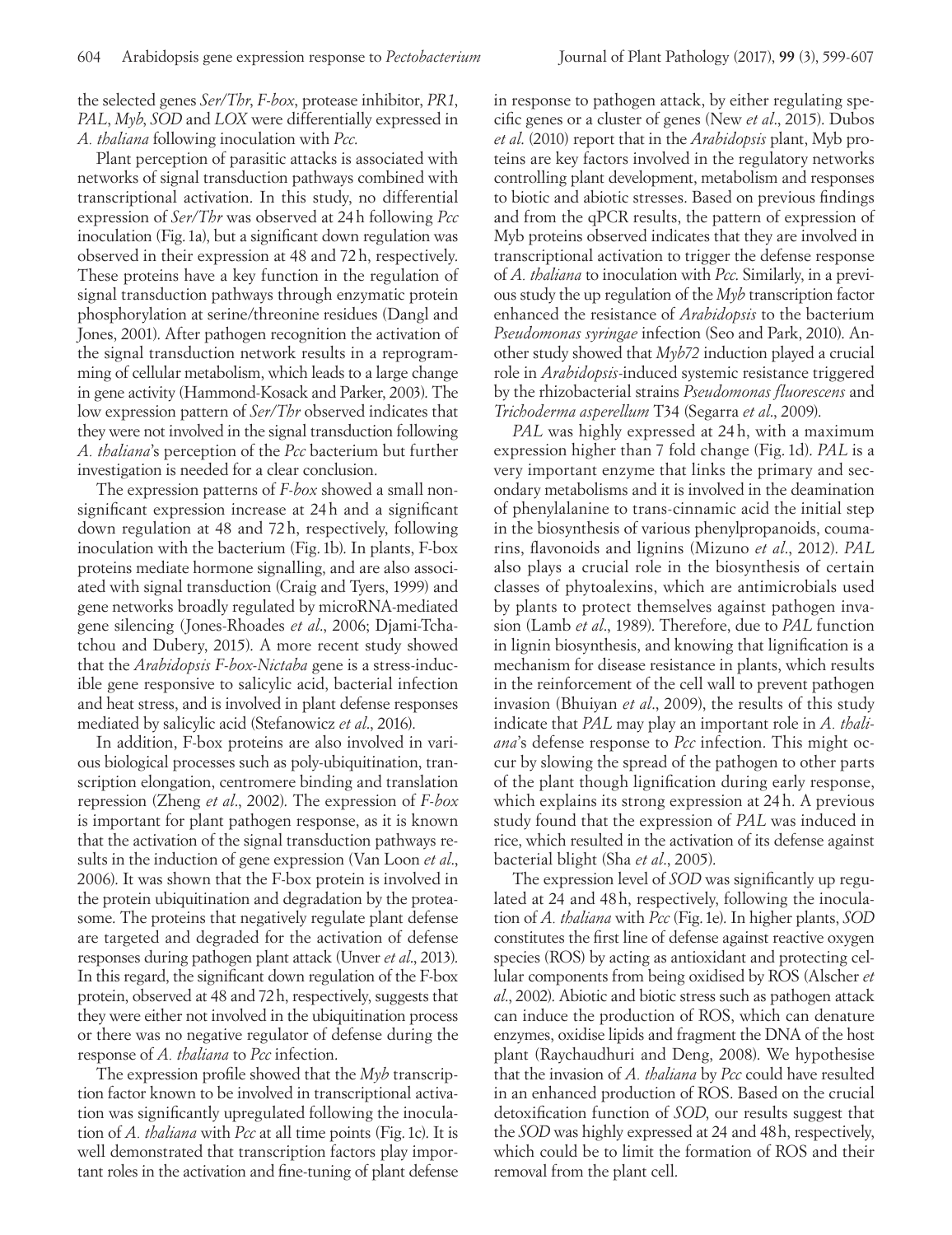the selected genes *Ser/Thr*, *F-box*, protease inhibitor, *PR1*, *PAL*, *Myb*, *SOD* and *LOX* were differentially expressed in *A. thaliana* following inoculation with *Pcc*.

Plant perception of parasitic attacks is associated with networks of signal transduction pathways combined with transcriptional activation. In this study, no differential expression of *Ser/Thr* was observed at 24 h following *Pcc* inoculation (Fig. 1a), but a significant down regulation was observed in their expression at 48 and 72 h, respectively. These proteins have a key function in the regulation of signal transduction pathways through enzymatic protein phosphorylation at serine/threonine residues (Dangl and Jones, 2001). After pathogen recognition the activation of the signal transduction network results in a reprogramming of cellular metabolism, which leads to a large change in gene activity (Hammond-Kosack and Parker, 2003). The low expression pattern of *Ser/Thr* observed indicates that they were not involved in the signal transduction following *A. thaliana*'s perception of the *Pcc* bacterium but further investigation is needed for a clear conclusion.

The expression patterns of *F-box* showed a small non-significant expression increase at 24 h and a significant down regulation at 48 and 72 h, respectively, following inoculation with the bacterium (Fig. 1b). In plants, F-box proteins mediate hormone signalling, and are also associated with signal transduction (Craig and Tyers, 1999) and gene networks broadly regulated by microRNA-mediated gene silencing (Jones-Rhoades *et al*., 2006; Djami-Tchatchou and Dubery, 2015). A more recent study showed that the *Arabidopsis F-box-Nictaba* gene is a stress-inducible gene responsive to salicylic acid, bacterial infection and heat stress, and is involved in plant defense responses mediated by salicylic acid (Stefanowicz *et al*., 2016).

In addition, F-box proteins are also involved in various biological processes such as poly-ubiquitination, transcription elongation, centromere binding and translation repression (Zheng *et al*., 2002). The expression of *F-box* is important for plant pathogen response, as it is known that the activation of the signal transduction pathways results in the induction of gene expression (Van Loon *et al*., 2006). It was shown that the F-box protein is involved in the protein ubiquitination and degradation by the proteasome. The proteins that negatively regulate plant defense are targeted and degraded for the activation of defense responses during pathogen plant attack (Unver *et al*., 2013). In this regard, the significant down regulation of the F-box protein, observed at 48 and 72 h, respectively, suggests that they were either not involved in the ubiquitination process or there was no negative regulator of defense during the response of *A. thaliana* to *Pcc* infection.

The expression profile showed that the *Myb* transcription factor known to be involved in transcriptional activation was significantly upregulated following the inoculation of *A. thaliana* with *Pcc* at all time points (Fig. 1c). It is well demonstrated that transcription factors play important roles in the activation and fine-tuning of plant defense in response to pathogen attack, by either regulating specific genes or a cluster of genes (New *et al*., 2015). Dubos *et al*. (2010) report that in the *Arabidopsis* plant, Myb proteins are key factors involved in the regulatory networks controlling plant development, metabolism and responses to biotic and abiotic stresses. Based on previous findings and from the qPCR results, the pattern of expression of Myb proteins observed indicates that they are involved in transcriptional activation to trigger the defense response of *A. thaliana* to inoculation with *Pcc*. Similarly, in a previous study the up regulation of the *Myb* transcription factor enhanced the resistance of *Arabidopsis* to the bacterium *Pseudomonas syringae* infection (Seo and Park, 2010). Another study showed that *Myb72* induction played a crucial role in *Arabidopsis*-induced systemic resistance triggered by the rhizobacterial strains *Pseudomonas fluorescens* and *Trichoderma asperellum* T34 (Segarra *et al*., 2009).

*PAL* was highly expressed at 24 h, with a maximum expression higher than 7 fold change (Fig. 1d). *PAL* is a very important enzyme that links the primary and secondary metabolisms and it is involved in the deamination of phenylalanine to trans-cinnamic acid the initial step in the biosynthesis of various phenylpropanoids, coumarins, flavonoids and lignins (Mizuno *et al*., 2012). *PAL* also plays a crucial role in the biosynthesis of certain classes of phytoalexins, which are antimicrobials used by plants to protect themselves against pathogen invasion (Lamb *et al*., 1989). Therefore, due to *PAL* function in lignin biosynthesis, and knowing that lignification is a mechanism for disease resistance in plants, which results in the reinforcement of the cell wall to prevent pathogen invasion (Bhuiyan *et al*., 2009), the results of this study indicate that *PAL* may play an important role in *A. thaliana*'s defense response to *Pcc* infection. This might occur by slowing the spread of the pathogen to other parts of the plant though lignification during early response, which explains its strong expression at 24 h. A previous study found that the expression of *PAL* was induced in rice, which resulted in the activation of its defense against bacterial blight (Sha *et al*., 2005).

The expression level of *SOD* was significantly up regulated at 24 and 48 h, respectively, following the inoculation of *A. thaliana* with *Pcc* (Fig. 1e). In higher plants, *SOD* constitutes the first line of defense against reactive oxygen species (ROS) by acting as antioxidant and protecting cellular components from being oxidised by ROS (Alscher *et al*., 2002). Abiotic and biotic stress such as pathogen attack can induce the production of ROS, which can denature enzymes, oxidise lipids and fragment the DNA of the host plant (Raychaudhuri and Deng, 2008). We hypothesise that the invasion of *A. thaliana* by *Pcc* could have resulted in an enhanced production of ROS. Based on the crucial detoxification function of *SOD*, our results suggest that the *SOD* was highly expressed at 24 and 48 h, respectively, which could be to limit the formation of ROS and their removal from the plant cell.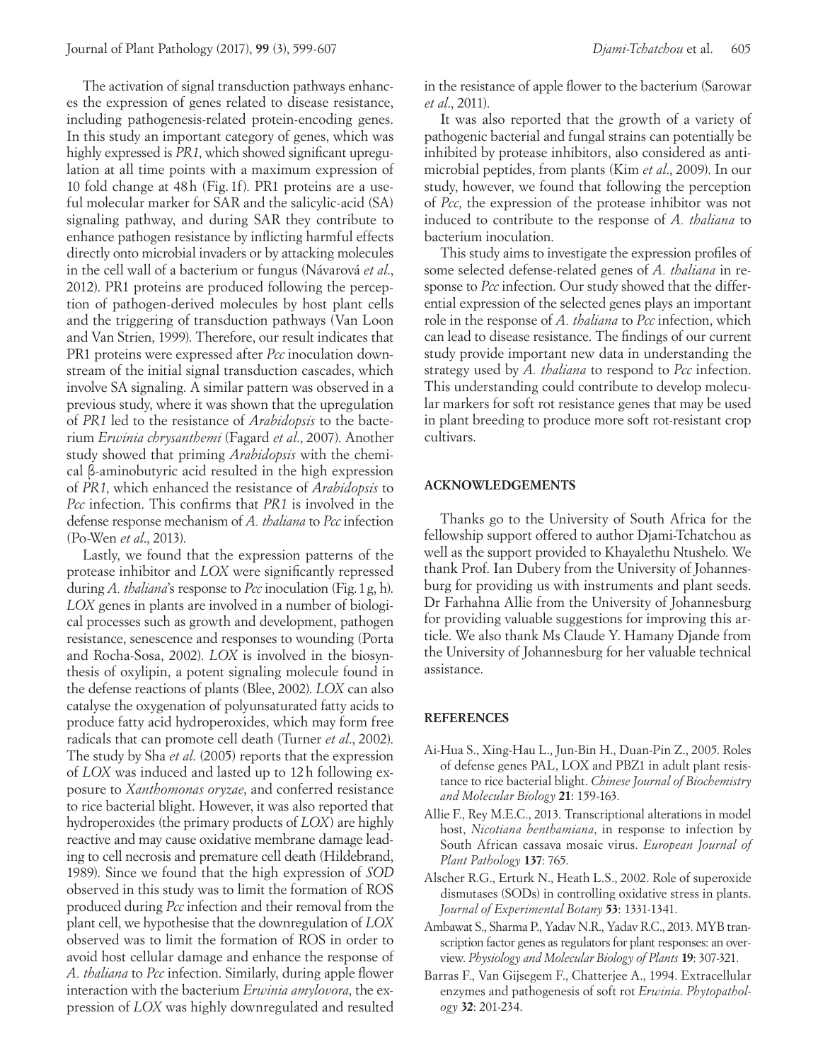The activation of signal transduction pathways enhances the expression of genes related to disease resistance, including pathogenesis-related protein-encoding genes. In this study an important category of genes, which was highly expressed is *PR1*, which showed significant upregulation at all time points with a maximum expression of 10 fold change at 48 h (Fig. 1f). PR1 proteins are a useful molecular marker for SAR and the salicylic-acid (SA) signaling pathway, and during SAR they contribute to enhance pathogen resistance by inflicting harmful effects directly onto microbial invaders or by attacking molecules in the cell wall of a bacterium or fungus (Návarová *et al*., 2012). PR1 proteins are produced following the perception of pathogen-derived molecules by host plant cells and the triggering of signal transduction pathways (Van Loon and Van Strien, 1999). Therefore, our result indicates that PR1 proteins were expressed after *Pcc* inoculation downstream of the initial signal transduction cascades, which involve SA signaling. A similar pattern was observed in a previous study, where it was shown that the upregulation of *PR1* led to the resistance of *Arabidopsis* to the bacterium *Erwinia chrysanthemi* (Fagard *et al*., 2007). Another study showed that priming *Arabidopsis* with the chemical β-aminobutyric acid resulted in the high expression of *PR1*, which enhanced the resistance of *Arabidopsis* to *Pcc* infection. This confirms that *PR1* is involved in the defense response mechanism of *A. thaliana* to *Pcc* infection (Po-Wen *et al*., 2013).

Lastly, we found that the expression patterns of the protease inhibitor and *LOX* were significantly repressed during *A. thaliana*'s response to *Pcc* inoculation (Fig. 1 g, h). *LOX* genes in plants are involved in a number of biological processes such as growth and development, pathogen resistance, senescence and responses to wounding (Porta and Rocha-Sosa, 2002). *LOX* is involved in the biosynthesis of oxylipin, a potent signaling molecule found in the defense reactions of plants (Blee, 2002). *LOX* can also catalyse the oxygenation of polyunsaturated fatty acids to produce fatty acid hydroperoxides, which may form free radicals that can promote cell death (Turner *et al*., 2002). The study by Sha *et al*. (2005) reports that the expression of *LOX* was induced and lasted up to 12 h following exposure to *Xanthomonas oryzae*, and conferred resistance to rice bacterial blight. However, it was also reported that hydroperoxides (the primary products of *LOX*) are highly reactive and may cause oxidative membrane damage leading to cell necrosis and premature cell death (Hildebrand, 1989). Since we found that the high expression of *SOD* observed in this study was to limit the formation of ROS produced during *Pcc* infection and their removal from the plant cell, we hypothesise that the downregulation of *LOX* observed was to limit the formation of ROS in order to avoid host cellular damage and enhance the response of *A. thaliana* to *Pcc* infection. Similarly, during apple flower interaction with the bacterium *Erwinia amylovora*, the expression of *LOX* was highly downregulated and resulted in the resistance of apple flower to the bacterium (Sarowar *et al*., 2011).

It was also reported that the growth of a variety of pathogenic bacterial and fungal strains can potentially be inhibited by protease inhibitors, also considered as antimicrobial peptides, from plants (Kim *et al*., 2009). In our study, however, we found that following the perception of *Pcc*, the expression of the protease inhibitor was not induced to contribute to the response of *A. thaliana* to bacterium inoculation.

This study aims to investigate the expression profiles of some selected defense-related genes of *A. thaliana* in response to *Pcc* infection. Our study showed that the differential expression of the selected genes plays an important role in the response of *A. thaliana* to *Pcc* infection, which can lead to disease resistance. The findings of our current study provide important new data in understanding the strategy used by *A. thaliana* to respond to *Pcc* infection. This understanding could contribute to develop molecular markers for soft rot resistance genes that may be used in plant breeding to produce more soft rot-resistant crop cultivars.

## ACKNOWLEDGEMENTS

Thanks go to the University of South Africa for the fellowship support offered to author Djami-Tchatchou as well as the support provided to Khayalethu Ntushelo. We thank Prof. Ian Dubery from the University of Johannesburg for providing us with instruments and plant seeds. Dr Farhahna Allie from the University of Johannesburg for providing valuable suggestions for improving this article. We also thank Ms Claude Y. Hamany Djande from the University of Johannesburg for her valuable technical assistance.

## REFERENCES

Ai-Hua S., Xing-Hau L., Jun-Bin H., Duan-Pin Z., 2005. Roles of defense genes PAL, LOX and PBZ1 in adult plant resistance to rice bacterial blight. *Chinese Journal of Biochemistry and Molecular Biology* **21**: 159-163.

Allie F., Rey M.E.C., 2013. Transcriptional alterations in model host, *Nicotiana benthamiana*, in response to infection by South African cassava mosaic virus. *European Journal of Plant Pathology* **137**: 765.

Alscher R.G., Erturk N., Heath L.S., 2002. Role of superoxide dismutases (SODs) in controlling oxidative stress in plants. *Journal of Experimental Botany* **53**: 1331-1341.

Ambawat S., Sharma P., Yadav N.R., Yadav R.C., 2013. MYB transcription factor genes as regulators for plant responses: an overview. *Physiology and Molecular Biology of Plants* **19**: 307-321.

Barras F., Van Gijsegem F., Chatterjee A., 1994. Extracellular enzymes and pathogenesis of soft rot *Erwinia*. *Phytopathology* **32**: 201-234.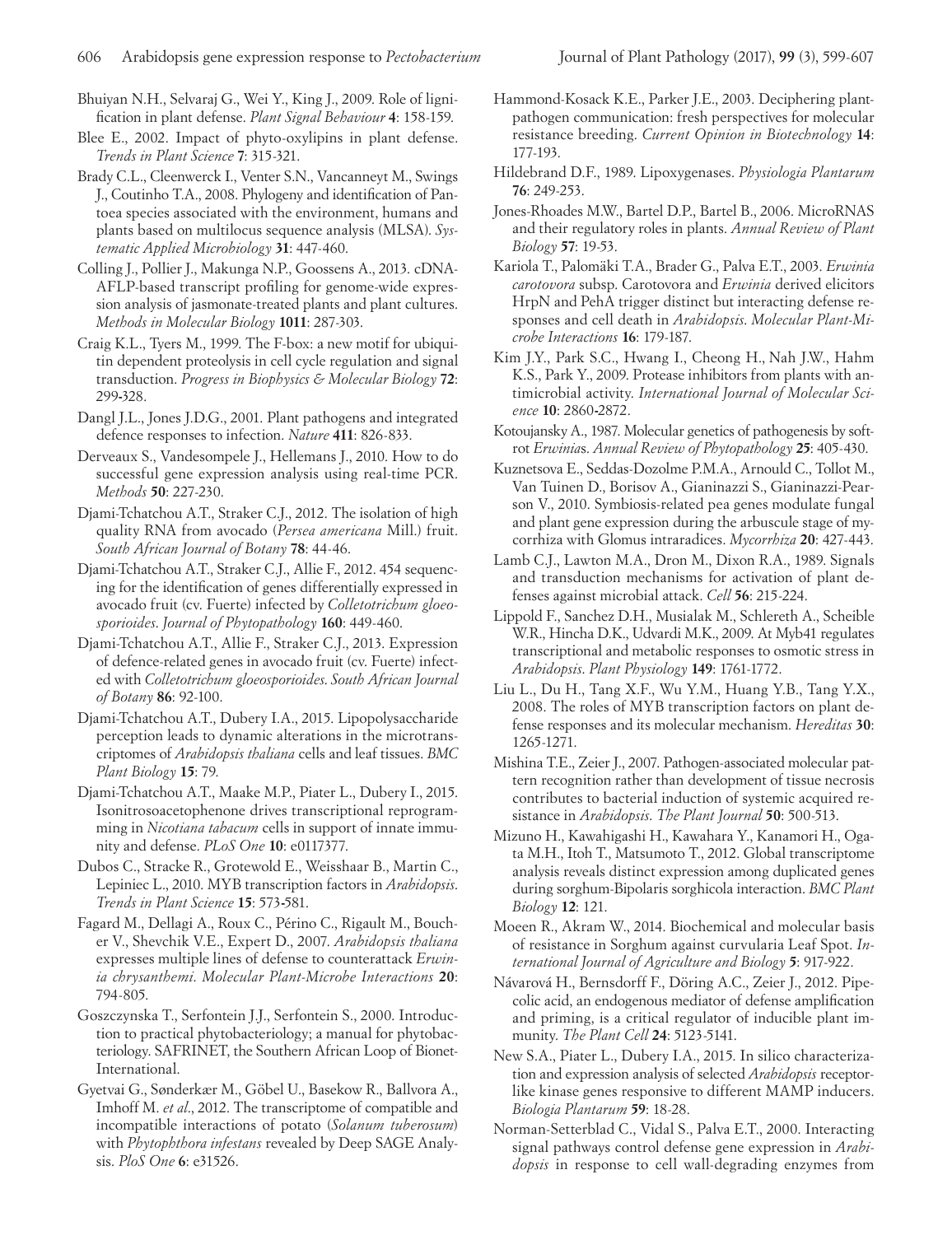Bhuiyan N.H., Selvaraj G., Wei Y., King J., 2009. Role of lignification in plant defense. *Plant Signal Behaviour* **4**: 158-159.

Blee E., 2002. Impact of phyto-oxylipins in plant defense. *Trends in Plant Science* **7**: 315-321.

Brady C.L., Cleenwerck I., Venter S.N., Vancanneyt M., Swings J., Coutinho T.A., 2008. Phylogeny and identification of Pantoea species associated with the environment, humans and plants based on multilocus sequence analysis (MLSA). *Systematic Applied Microbiology* **31**: 447-460.

Colling J., Pollier J., Makunga N.P., Goossens A., 2013. cDNA-AFLP-based transcript profiling for genome-wide expression analysis of jasmonate-treated plants and plant cultures. *Methods in Molecular Biology* **1011**: 287-303.

Craig K.L., Tyers M., 1999. The F-box: a new motif for ubiquitin dependent proteolysis in cell cycle regulation and signal transduction. *Progress in Biophysics & Molecular Biology* **72**: 299-328.

Dangl J.L., Jones J.D.G., 2001. Plant pathogens and integrated defence responses to infection. *Nature* **411**: 826-833.

Derveaux S., Vandesompele J., Hellemans J., 2010. How to do successful gene expression analysis using real-time PCR. *Methods* **50**: 227-230.

Djami-Tchatchou A.T., Straker C.J., 2012. The isolation of high quality RNA from avocado (*Persea americana* Mill.) fruit. *South African Journal of Botany* **78**: 44-46.

Djami-Tchatchou A.T., Straker C.J., Allie F., 2012. 454 sequencing for the identification of genes differentially expressed in avocado fruit (cv. Fuerte) infected by *Colletotrichum gloeosporioides*. *Journal of Phytopathology* **160**: 449-460.

Djami-Tchatchou A.T., Allie F., Straker C.J., 2013. Expression of defence-related genes in avocado fruit (cv. Fuerte) infected with *Colletotrichum gloeosporioides*. *South African Journal of Botany* **86**: 92-100.

Djami-Tchatchou A.T., Dubery I.A., 2015. Lipopolysaccharide perception leads to dynamic alterations in the microtranscriptomes of *Arabidopsis thaliana* cells and leaf tissues. *BMC Plant Biology* **15**: 79.

Djami-Tchatchou A.T., Maake M.P., Piater L., Dubery I., 2015. Isonitrosoacetophenone drives transcriptional reprogramming in *Nicotiana tabacum* cells in support of innate immunity and defense. *PLoS One* **10**: e0117377.

Dubos C., Stracke R., Grotewold E., Weisshaar B., Martin C., Lepiniec L., 2010. MYB transcription factors in *Arabidopsis*. *Trends in Plant Science* **15**: 573-581.

Fagard M., Dellagi A., Roux C., Périno C., Rigault M., Boucher V., Shevchik V.E., Expert D., 2007. *Arabidopsis thaliana* expresses multiple lines of defense to counterattack *Erwinia chrysanthemi*. *Molecular Plant-Microbe Interactions* **20**: 794-805.

Goszczynska T., Serfontein J.J., Serfontein S., 2000. Introduction to practical phytobacteriology; a manual for phytobacteriology. SAFRINET, the Southern African Loop of Bionet-International.

Gyetvai G., Sønderkær M., Göbel U., Basekow R., Ballvora A., Imhoff M. *et al*., 2012. The transcriptome of compatible and incompatible interactions of potato (*Solanum tuberosum*) with *Phytophthora infestans* revealed by Deep SAGE Analysis. *PloS One* **6**: e31526.

Hammond-Kosack K.E., Parker J.E., 2003. Deciphering plant-pathogen communication: fresh perspectives for molecular resistance breeding. *Current Opinion in Biotechnology* **14**: 177-193.

Hildebrand D.F., 1989. Lipoxygenases. *Physiologia Plantarum* **76**: 249-253.

Jones-Rhoades M.W., Bartel D.P., Bartel B., 2006. MicroRNAS and their regulatory roles in plants. *Annual Review of Plant Biology* **57**: 19-53.

Kariola T., Palomäki T.A., Brader G., Palva E.T., 2003. *Erwinia carotovora* subsp. Carotovora and *Erwinia* derived elicitors HrpN and PehA trigger distinct but interacting defense responses and cell death in *Arabidopsis*. *Molecular Plant-Microbe Interactions* **16**: 179-187.

Kim J.Y., Park S.C., Hwang I., Cheong H., Nah J.W., Hahm K.S., Park Y., 2009. Protease inhibitors from plants with antimicrobial activity. *International Journal of Molecular Science* **10**: 2860-2872.

Kotoujansky A., 1987. Molecular genetics of pathogenesis by soft-rot *Erwinia*s. *Annual Review of Phytopathology* **25**: 405-430.

Kuznetsova E., Seddas-Dozolme P.M.A., Arnould C., Tollot M., Van Tuinen D., Borisov A., Gianinazzi S., Gianinazzi-Pearson V., 2010. Symbiosis-related pea genes modulate fungal and plant gene expression during the arbuscule stage of mycorrhiza with Glomus intraradices. *Mycorrhiza* **20**: 427-443.

Lamb C.J., Lawton M.A., Dron M., Dixon R.A., 1989. Signals and transduction mechanisms for activation of plant defenses against microbial attack. *Cell* **56**: 215-224.

Lippold F., Sanchez D.H., Musialak M., Schlereth A., Scheible W.R., Hincha D.K., Udvardi M.K., 2009. At Myb41 regulates transcriptional and metabolic responses to osmotic stress in *Arabidopsis*. *Plant Physiology* **149**: 1761-1772.

Liu L., Du H., Tang X.F., Wu Y.M., Huang Y.B., Tang Y.X., 2008. The roles of MYB transcription factors on plant defense responses and its molecular mechanism. *Hereditas* **30**: 1265-1271.

Mishina T.E., Zeier J., 2007. Pathogen-associated molecular pattern recognition rather than development of tissue necrosis contributes to bacterial induction of systemic acquired resistance in *Arabidopsis*. *The Plant Journal* **50**: 500-513.

Mizuno H., Kawahigashi H., Kawahara Y., Kanamori H., Ogata M.H., Itoh T., Matsumoto T., 2012. Global transcriptome analysis reveals distinct expression among duplicated genes during sorghum-Bipolaris sorghicola interaction. *BMC Plant Biology* **12**: 121.

Moeen R., Akram W., 2014. Biochemical and molecular basis of resistance in Sorghum against curvularia Leaf Spot. *International Journal of Agriculture and Biology* **5**: 917-922.

Návarová H., Bernsdorff F., Döring A.C., Zeier J., 2012. Pipecolic acid, an endogenous mediator of defense amplification and priming, is a critical regulator of inducible plant immunity. *The Plant Cell* **24**: 5123-5141.

New S.A., Piater L., Dubery I.A., 2015. In silico characterization and expression analysis of selected *Arabidopsis* receptor-like kinase genes responsive to different MAMP inducers. *Biologia Plantarum* **59**: 18-28.

Norman-Setterblad C., Vidal S., Palva E.T., 2000. Interacting signal pathways control defense gene expression in *Arabidopsis* in response to cell wall-degrading enzymes from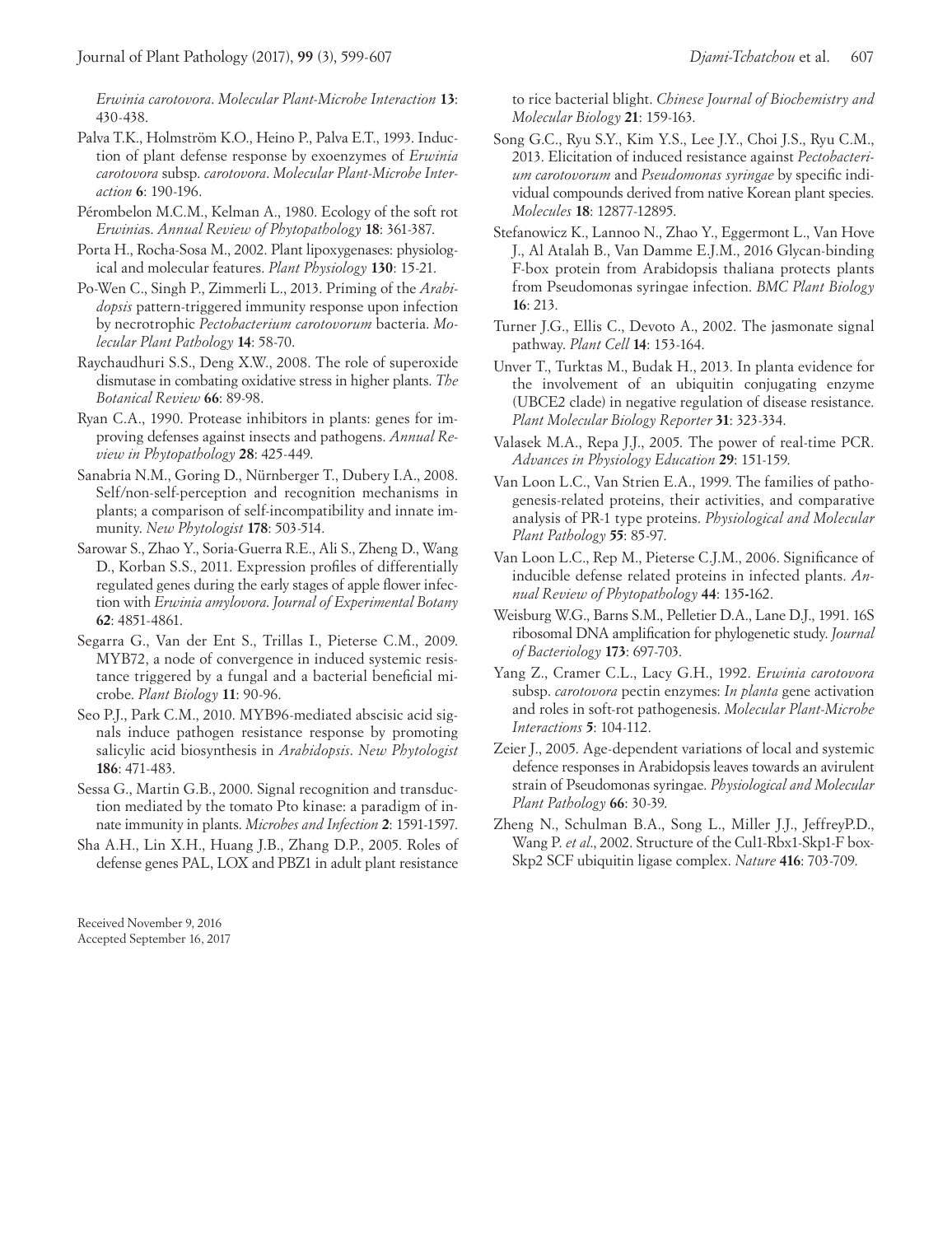*Erwinia carotovora*. *Molecular Plant-Microbe Interaction* **13**: 430-438.

Palva T.K., Holmström K.O., Heino P., Palva E.T., 1993. Induction of plant defense response by exoenzymes of *Erwinia carotovora* subsp. *carotovora*. *Molecular Plant-Microbe Interaction* **6**: 190-196.

Pérombelon M.C.M., Kelman A., 1980. Ecology of the soft rot *Erwinia*s. *Annual Review of Phytopathology* **18**: 361-387.

Porta H., Rocha-Sosa M., 2002. Plant lipoxygenases: physiological and molecular features. *Plant Physiology* **130**: 15-21.

Po-Wen C., Singh P., Zimmerli L., 2013. Priming of the *Arabidopsis* pattern-triggered immunity response upon infection by necrotrophic *Pectobacterium carotovorum* bacteria. *Molecular Plant Pathology* **14**: 58-70.

Raychaudhuri S.S., Deng X.W., 2008. The role of superoxide dismutase in combating oxidative stress in higher plants. *The Botanical Review* **66**: 89-98.

Ryan C.A., 1990. Protease inhibitors in plants: genes for improving defenses against insects and pathogens. *Annual Review in Phytopathology* **28**: 425-449.

Sanabria N.M., Goring D., Nürnberger T., Dubery I.A., 2008. Self/non-self-perception and recognition mechanisms in plants; a comparison of self-incompatibility and innate immunity. *New Phytologist* **178**: 503-514.

Sarowar S., Zhao Y., Soria-Guerra R.E., Ali S., Zheng D., Wang D., Korban S.S., 2011. Expression profiles of differentially regulated genes during the early stages of apple flower infection with *Erwinia amylovora*. *Journal of Experimental Botany* **62**: 4851-4861.

Segarra G., Van der Ent S., Trillas I., Pieterse C.M., 2009. MYB72, a node of convergence in induced systemic resistance triggered by a fungal and a bacterial beneficial microbe. *Plant Biology* **11**: 90-96.

Seo P.J., Park C.M., 2010. MYB96-mediated abscisic acid signals induce pathogen resistance response by promoting salicylic acid biosynthesis in *Arabidopsis*. *New Phytologist* **186**: 471-483.

Sessa G., Martin G.B., 2000. Signal recognition and transduction mediated by the tomato Pto kinase: a paradigm of innate immunity in plants. *Microbes and Infection* **2**: 1591-1597.

Sha A.H., Lin X.H., Huang J.B., Zhang D.P., 2005. Roles of defense genes PAL, LOX and PBZ1 in adult plant resistance to rice bacterial blight. *Chinese Journal of Biochemistry and Molecular Biology* **21**: 159-163.

Song G.C., Ryu S.Y., Kim Y.S., Lee J.Y., Choi J.S., Ryu C.M., 2013. Elicitation of induced resistance against *Pectobacterium carotovorum* and *Pseudomonas syringae* by specific individual compounds derived from native Korean plant species. *Molecules* **18**: 12877-12895.

Stefanowicz K., Lannoo N., Zhao Y., Eggermont L., Van Hove J., Al Atalah B., Van Damme E.J.M., 2016 Glycan-binding F-box protein from Arabidopsis thaliana protects plants from Pseudomonas syringae infection. *BMC Plant Biology* **16**: 213.

Turner J.G., Ellis C., Devoto A., 2002. The jasmonate signal pathway. *Plant Cell* **14**: 153-164.

Unver T., Turktas M., Budak H., 2013. In planta evidence for the involvement of an ubiquitin conjugating enzyme (UBCE2 clade) in negative regulation of disease resistance. *Plant Molecular Biology Reporter* **31**: 323-334.

Valasek M.A., Repa J.J., 2005. The power of real-time PCR. *Advances in Physiology Education* **29**: 151-159.

Van Loon L.C., Van Strien E.A., 1999. The families of pathogenesis-related proteins, their activities, and comparative analysis of PR-1 type proteins. *Physiological and Molecular Plant Pathology* **55**: 85-97.

Van Loon L.C., Rep M., Pieterse C.J.M., 2006. Significance of inducible defense related proteins in infected plants. *Annual Review of Phytopathology* **44**: 135-162.

Weisburg W.G., Barns S.M., Pelletier D.A., Lane D.J., 1991. 16S ribosomal DNA amplification for phylogenetic study. *Journal of Bacteriology* **173**: 697-703.

Yang Z., Cramer C.L., Lacy G.H., 1992. *Erwinia carotovora* subsp. *carotovora* pectin enzymes: *In planta* gene activation and roles in soft-rot pathogenesis. *Molecular Plant-Microbe Interactions* **5**: 104-112.

Zeier J., 2005. Age-dependent variations of local and systemic defence responses in Arabidopsis leaves towards an avirulent strain of Pseudomonas syringae. *Physiological and Molecular Plant Pathology* **66**: 30-39.

Zheng N., Schulman B.A., Song L., Miller J.J., JeffreyP.D., Wang P. *et al*., 2002. Structure of the Cul1-Rbx1-Skp1-F box-Skp2 SCF ubiquitin ligase complex. *Nature* **416**: 703-709.

Received November 9, 2016
Accepted September 16, 2017